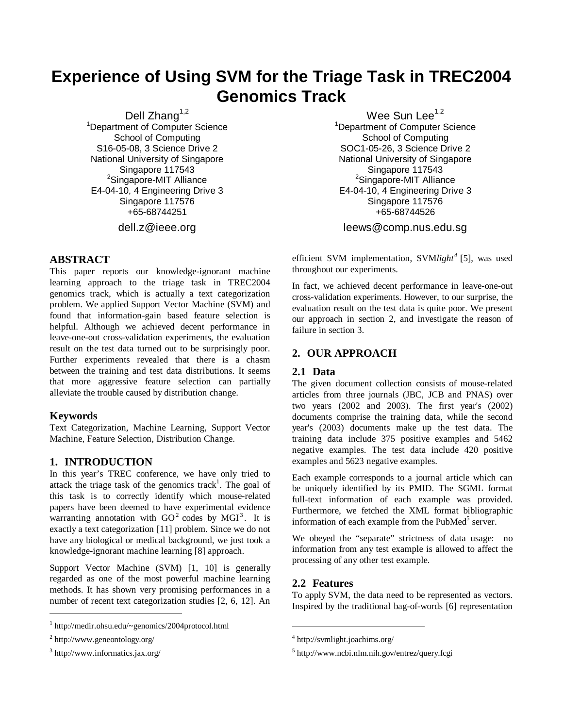# Experience of Using SVM for the Triage Task in TREC2004 Genomics Track

Dell Zhang[1,2]
[1]Department of Computer Science
School of Computing
S16-05-08, 3 Science Drive 2
National University of Singapore
Singapore 117543
[2]Singapore-MIT Alliance
E4-04-10, 4 Engineering Drive 3
Singapore 117576
+65-68744251

dell.z@ieee.org

Wee Sun Lee[1,2]
[1]Department of Computer Science
School of Computing
SOC1-05-26, 3 Science Drive 2
National University of Singapore
Singapore 117543
[2]Singapore-MIT Alliance
E4-04-10, 4 Engineering Drive 3
Singapore 117576
+65-68744526

leews@comp.nus.edu.sg

## ABSTRACT

This paper reports our knowledge-ignorant machine learning approach to the triage task in TREC2004 genomics track, which is actually a text categorization problem. We applied Support Vector Machine (SVM) and found that information-gain based feature selection is helpful. Although we achieved decent performance in leave-one-out cross-validation experiments, the evaluation result on the test data turned out to be surprisingly poor. Further experiments revealed that there is a chasm between the training and test data distributions. It seems that more aggressive feature selection can partially alleviate the trouble caused by distribution change.

### Keywords

Text Categorization, Machine Learning, Support Vector Machine, Feature Selection, Distribution Change.

## 1. INTRODUCTION

In this year's TREC conference, we have only tried to attack the triage task of the genomics track[1]. The goal of this task is to correctly identify which mouse-related papers have been deemed to have experimental evidence warranting annotation with GO[2] codes by MGI[3]. It is exactly a text categorization [11] problem. Since we do not have any biological or medical background, we just took a knowledge-ignorant machine learning [8] approach.

Support Vector Machine (SVM) [1, 10] is generally regarded as one of the most powerful machine learning methods. It has shown very promising performances in a number of recent text categorization studies [2, 6, 12]. An efficient SVM implementation, SVM*light*[4] [5], was used throughout our experiments.

In fact, we achieved decent performance in leave-one-out cross-validation experiments. However, to our surprise, the evaluation result on the test data is quite poor. We present our approach in section 2, and investigate the reason of failure in section 3.

## 2. OUR APPROACH

### 2.1 Data

The given document collection consists of mouse-related articles from three journals (JBC, JCB and PNAS) over two years (2002 and 2003). The first year's (2002) documents comprise the training data, while the second year's (2003) documents make up the test data. The training data include 375 positive examples and 5462 negative examples. The test data include 420 positive examples and 5623 negative examples.

Each example corresponds to a journal article which can be uniquely identified by its PMID. The SGML format full-text information of each example was provided. Furthermore, we fetched the XML format bibliographic information of each example from the PubMed[5] server.

We obeyed the "separate" strictness of data usage: no information from any test example is allowed to affect the processing of any other test example.

### 2.2 Features

To apply SVM, the data need to be represented as vectors. Inspired by the traditional bag-of-words [6] representation

---

[1] http://medir.ohsu.edu/~genomics/2004protocol.html

[2] http://www.geneontology.org/

[3] http://www.informatics.jax.org/

[4] http://svmlight.joachims.org/

[5] http://www.ncbi.nlm.nih.gov/entrez/query.fcgi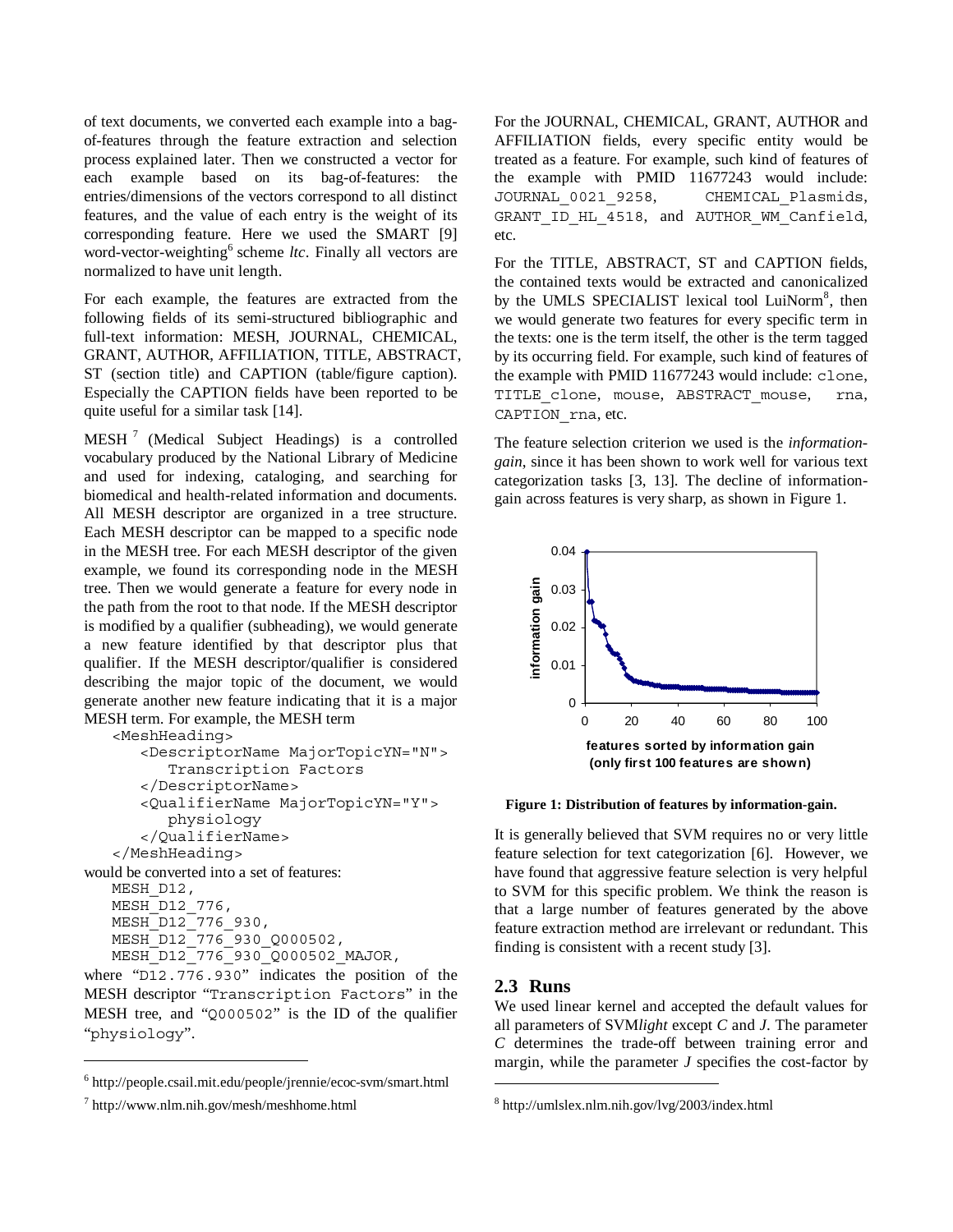of text documents, we converted each example into a bag-of-features through the feature extraction and selection process explained later. Then we constructed a vector for each example based on its bag-of-features: the entries/dimensions of the vectors correspond to all distinct features, and the value of each entry is the weight of its corresponding feature. Here we used the SMART [9] word-vector-weighting[6] scheme *ltc*. Finally all vectors are normalized to have unit length.

For each example, the features are extracted from the following fields of its semi-structured bibliographic and full-text information: MESH, JOURNAL, CHEMICAL, GRANT, AUTHOR, AFFILIATION, TITLE, ABSTRACT, ST (section title) and CAPTION (table/figure caption). Especially the CAPTION fields have been reported to be quite useful for a similar task [14].

MESH [7] (Medical Subject Headings) is a controlled vocabulary produced by the National Library of Medicine and used for indexing, cataloging, and searching for biomedical and health-related information and documents. All MESH descriptor are organized in a tree structure. Each MESH descriptor can be mapped to a specific node in the MESH tree. For each MESH descriptor of the given example, we found its corresponding node in the MESH tree. Then we would generate a feature for every node in the path from the root to that node. If the MESH descriptor is modified by a qualifier (subheading), we would generate a new feature identified by that descriptor plus that qualifier. If the MESH descriptor/qualifier is considered describing the major topic of the document, we would generate another new feature indicating that it is a major MESH term. For example, the MESH term

```
<MeshHeading>
   <DescriptorName MajorTopicYN="N">
      Transcription Factors
   </DescriptorName>
   <QualifierName MajorTopicYN="Y">
      physiology
   </QualifierName>
</MeshHeading>
```

would be converted into a set of features:

```
MESH_D12,
MESH_D12_776,
MESH_D12_776_930,
MESH_D12_776_930_Q000502,
MESH_D12_776_930_Q000502_MAJOR,
```

where "`D12.776.930`" indicates the position of the MESH descriptor "`Transcription Factors`" in the MESH tree, and "`Q000502`" is the ID of the qualifier "`physiology`".

For the JOURNAL, CHEMICAL, GRANT, AUTHOR and AFFILIATION fields, every specific entity would be treated as a feature. For example, such kind of features of the example with PMID 11677243 would include: `JOURNAL_0021_9258`, `CHEMICAL_Plasmids`, `GRANT_ID_HL_4518`, and `AUTHOR_WM_Canfield`, etc.

For the TITLE, ABSTRACT, ST and CAPTION fields, the contained texts would be extracted and canonicalized by the UMLS SPECIALIST lexical tool LuiNorm[8], then we would generate two features for every specific term in the texts: one is the term itself, the other is the term tagged by its occurring field. For example, such kind of features of the example with PMID 11677243 would include: `clone`, `TITLE_clone`, `mouse`, `ABSTRACT_mouse`, `rna`, `CAPTION_rna`, etc.

The feature selection criterion we used is the *information-gain*, since it has been shown to work well for various text categorization tasks [3, 13]. The decline of information-gain across features is very sharp, as shown in Figure 1.

**Figure 1: Distribution of features by information-gain.**

It is generally believed that SVM requires no or very little feature selection for text categorization [6]. However, we have found that aggressive feature selection is very helpful to SVM for this specific problem. We think the reason is that a large number of features generated by the above feature extraction method are irrelevant or redundant. This finding is consistent with a recent study [3].

## 2.3 Runs

We used linear kernel and accepted the default values for all parameters of SVM*light* except *C* and *J*. The parameter *C* determines the trade-off between training error and margin, while the parameter *J* specifies the cost-factor by

---

[6] http://people.csail.mit.edu/people/jrennie/ecoc-svm/smart.html

[7] http://www.nlm.nih.gov/mesh/meshhome.html

[8] http://umlslex.nlm.nih.gov/lvg/2003/index.html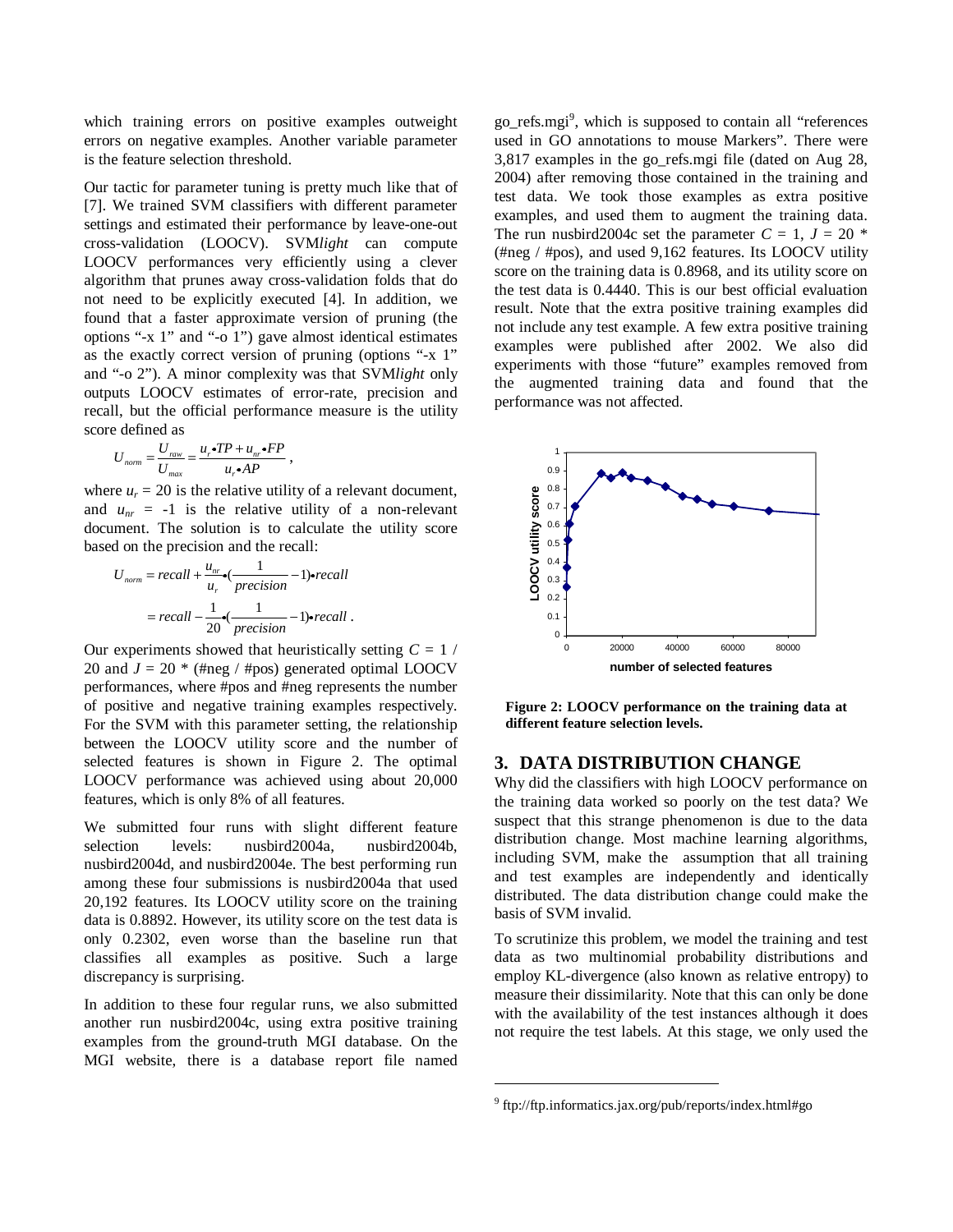which training errors on positive examples outweight errors on negative examples. Another variable parameter is the feature selection threshold.

Our tactic for parameter tuning is pretty much like that of [7]. We trained SVM classifiers with different parameter settings and estimated their performance by leave-one-out cross-validation (LOOCV). SVM*light* can compute LOOCV performances very efficiently using a clever algorithm that prunes away cross-validation folds that do not need to be explicitly executed [4]. In addition, we found that a faster approximate version of pruning (the options "-x 1" and "-o 1") gave almost identical estimates as the exactly correct version of pruning (options "-x 1" and "-o 2"). A minor complexity was that SVM*light* only outputs LOOCV estimates of error-rate, precision and recall, but the official performance measure is the utility score defined as

$$U_{norm} = \frac{U_{raw}}{U_{max}} = \frac{u_r \bullet TP + u_{nr} \bullet FP}{u_r \bullet AP},$$

where $u_r = 20$ is the relative utility of a relevant document, and $u_{nr} = -1$ is the relative utility of a non-relevant document. The solution is to calculate the utility score based on the precision and the recall:

$$U_{norm} = recall + \frac{u_{nr}}{u_r} \bullet (\frac{1}{precision} - 1) \bullet recall$$
$$= recall - \frac{1}{20} \bullet (\frac{1}{precision} - 1) \bullet recall .$$

Our experiments showed that heuristically setting $C = 1 / 20$ and $J = 20 *$ (#neg / #pos) generated optimal LOOCV performances, where #pos and #neg represents the number of positive and negative training examples respectively. For the SVM with this parameter setting, the relationship between the LOOCV utility score and the number of selected features is shown in Figure 2. The optimal LOOCV performance was achieved using about 20,000 features, which is only 8% of all features.

We submitted four runs with slight different feature selection levels: nusbird2004a, nusbird2004b, nusbird2004d, and nusbird2004e. The best performing run among these four submissions is nusbird2004a that used 20,192 features. Its LOOCV utility score on the training data is 0.8892. However, its utility score on the test data is only 0.2302, even worse than the baseline run that classifies all examples as positive. Such a large discrepancy is surprising.

In addition to these four regular runs, we also submitted another run nusbird2004c, using extra positive training examples from the ground-truth MGI database. On the MGI website, there is a database report file named go_refs.mgi[9], which is supposed to contain all "references used in GO annotations to mouse Markers". There were 3,817 examples in the go_refs.mgi file (dated on Aug 28, 2004) after removing those contained in the training and test data. We took those examples as extra positive examples, and used them to augment the training data. The run nusbird2004c set the parameter $C = 1$, $J = 20 *$ (#neg / #pos), and used 9,162 features. Its LOOCV utility score on the training data is 0.8968, and its utility score on the test data is 0.4440. This is our best official evaluation result. Note that the extra positive training examples did not include any test example. A few extra positive training examples were published after 2002. We also did experiments with those "future" examples removed from the augmented training data and found that the performance was not affected.

**Figure 2: LOOCV performance on the training data at different feature selection levels.**

## 3. DATA DISTRIBUTION CHANGE

Why did the classifiers with high LOOCV performance on the training data worked so poorly on the test data? We suspect that this strange phenomenon is due to the data distribution change. Most machine learning algorithms, including SVM, make the assumption that all training and test examples are independently and identically distributed. The data distribution change could make the basis of SVM invalid.

To scrutinize this problem, we model the training and test data as two multinomial probability distributions and employ KL-divergence (also known as relative entropy) to measure their dissimilarity. Note that this can only be done with the availability of the test instances although it does not require the test labels. At this stage, we only used the

[9] ftp://ftp.informatics.jax.org/pub/reports/index.html#go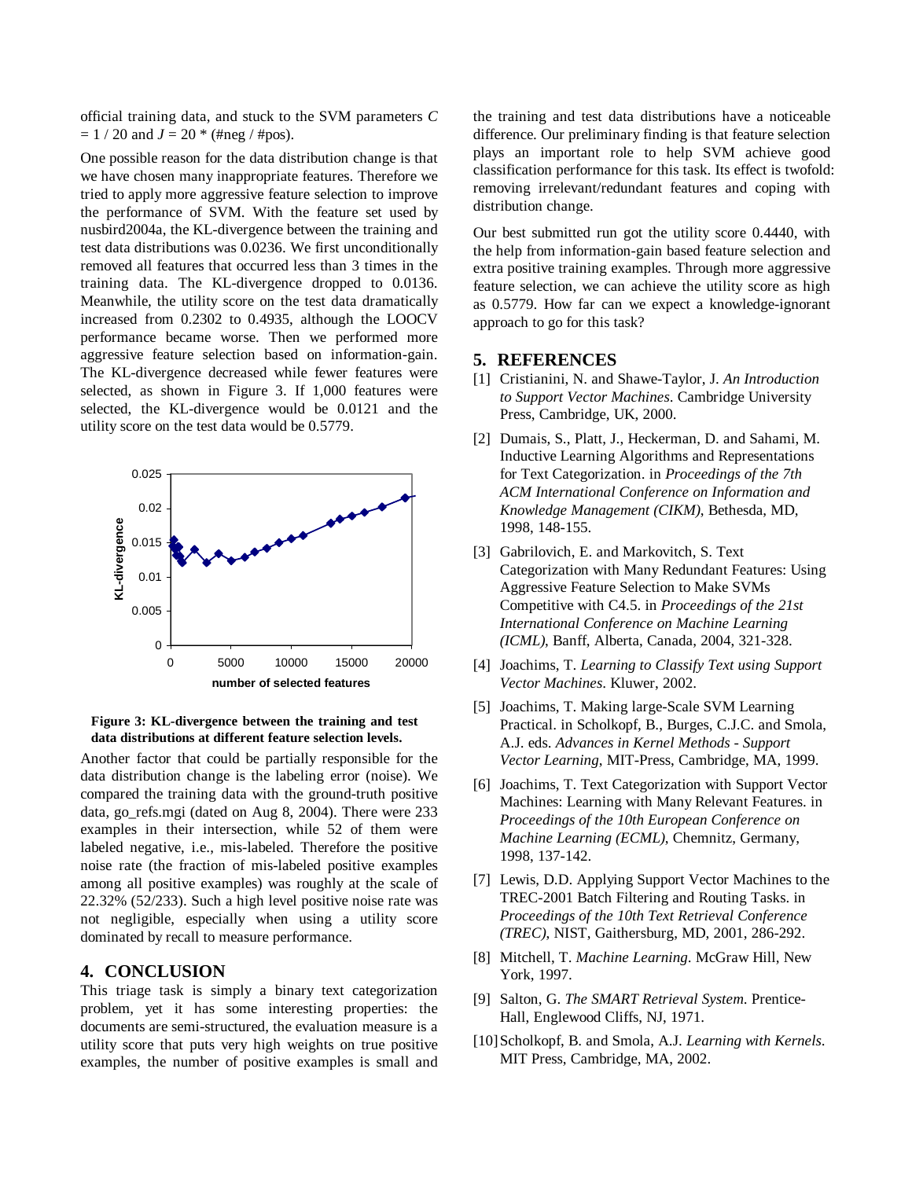official training data, and stuck to the SVM parameters $C = 1 / 20$ and $J = 20 * (\#neg / \#pos)$.

One possible reason for the data distribution change is that we have chosen many inappropriate features. Therefore we tried to apply more aggressive feature selection to improve the performance of SVM. With the feature set used by nusbird2004a, the KL-divergence between the training and test data distributions was 0.0236. We first unconditionally removed all features that occurred less than 3 times in the training data. The KL-divergence dropped to 0.0136. Meanwhile, the utility score on the test data dramatically increased from 0.2302 to 0.4935, although the LOOCV performance became worse. Then we performed more aggressive feature selection based on information-gain. The KL-divergence decreased while fewer features were selected, as shown in Figure 3. If 1,000 features were selected, the KL-divergence would be 0.0121 and the utility score on the test data would be 0.5779.

**Figure 3: KL-divergence between the training and test data distributions at different feature selection levels.**

Another factor that could be partially responsible for the data distribution change is the labeling error (noise). We compared the training data with the ground-truth positive data, go_refs.mgi (dated on Aug 8, 2004). There were 233 examples in their intersection, while 52 of them were labeled negative, i.e., mis-labeled. Therefore the positive noise rate (the fraction of mis-labeled positive examples among all positive examples) was roughly at the scale of 22.32% (52/233). Such a high level positive noise rate was not negligible, especially when using a utility score dominated by recall to measure performance.

## 4. CONCLUSION

This triage task is simply a binary text categorization problem, yet it has some interesting properties: the documents are semi-structured, the evaluation measure is a utility score that puts very high weights on true positive examples, the number of positive examples is small and the training and test data distributions have a noticeable difference. Our preliminary finding is that feature selection plays an important role to help SVM achieve good classification performance for this task. Its effect is twofold: removing irrelevant/redundant features and coping with distribution change.

Our best submitted run got the utility score 0.4440, with the help from information-gain based feature selection and extra positive training examples. Through more aggressive feature selection, we can achieve the utility score as high as 0.5779. How far can we expect a knowledge-ignorant approach to go for this task?

## 5. REFERENCES

[1] Cristianini, N. and Shawe-Taylor, J. *An Introduction to Support Vector Machines*. Cambridge University Press, Cambridge, UK, 2000.

[2] Dumais, S., Platt, J., Heckerman, D. and Sahami, M. Inductive Learning Algorithms and Representations for Text Categorization. in *Proceedings of the 7th ACM International Conference on Information and Knowledge Management (CIKM)*, Bethesda, MD, 1998, 148-155.

[3] Gabrilovich, E. and Markovitch, S. Text Categorization with Many Redundant Features: Using Aggressive Feature Selection to Make SVMs Competitive with C4.5. in *Proceedings of the 21st International Conference on Machine Learning (ICML)*, Banff, Alberta, Canada, 2004, 321-328.

[4] Joachims, T. *Learning to Classify Text using Support Vector Machines*. Kluwer, 2002.

[5] Joachims, T. Making large-Scale SVM Learning Practical. in Scholkopf, B., Burges, C.J.C. and Smola, A.J. eds. *Advances in Kernel Methods - Support Vector Learning*, MIT-Press, Cambridge, MA, 1999.

[6] Joachims, T. Text Categorization with Support Vector Machines: Learning with Many Relevant Features. in *Proceedings of the 10th European Conference on Machine Learning (ECML)*, Chemnitz, Germany, 1998, 137-142.

[7] Lewis, D.D. Applying Support Vector Machines to the TREC-2001 Batch Filtering and Routing Tasks. in *Proceedings of the 10th Text Retrieval Conference (TREC)*, NIST, Gaithersburg, MD, 2001, 286-292.

[8] Mitchell, T. *Machine Learning*. McGraw Hill, New York, 1997.

[9] Salton, G. *The SMART Retrieval System*. Prentice-Hall, Englewood Cliffs, NJ, 1971.

[10] Scholkopf, B. and Smola, A.J. *Learning with Kernels*. MIT Press, Cambridge, MA, 2002.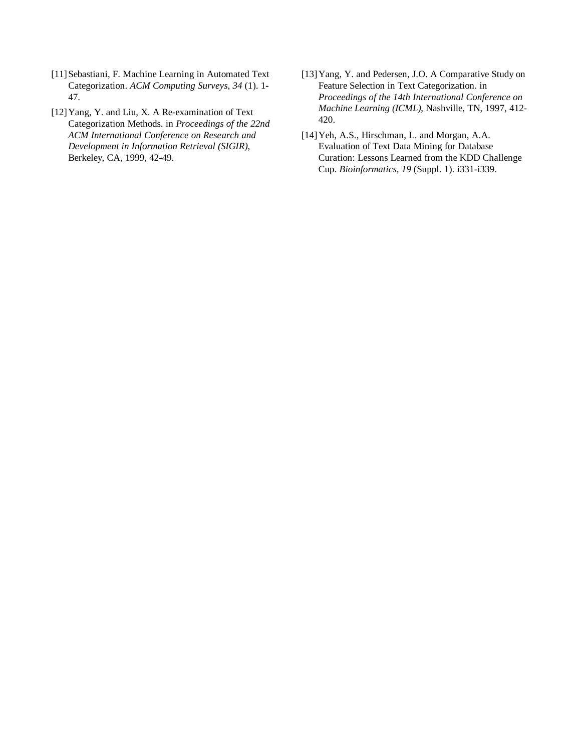[11] Sebastiani, F. Machine Learning in Automated Text Categorization. *ACM Computing Surveys*, *34* (1). 1-47.

[12] Yang, Y. and Liu, X. A Re-examination of Text Categorization Methods. in *Proceedings of the 22nd ACM International Conference on Research and Development in Information Retrieval (SIGIR)*, Berkeley, CA, 1999, 42-49.

[13] Yang, Y. and Pedersen, J.O. A Comparative Study on Feature Selection in Text Categorization. in *Proceedings of the 14th International Conference on Machine Learning (ICML)*, Nashville, TN, 1997, 412-420.

[14] Yeh, A.S., Hirschman, L. and Morgan, A.A. Evaluation of Text Data Mining for Database Curation: Lessons Learned from the KDD Challenge Cup. *Bioinformatics*, *19* (Suppl. 1). i331-i339.